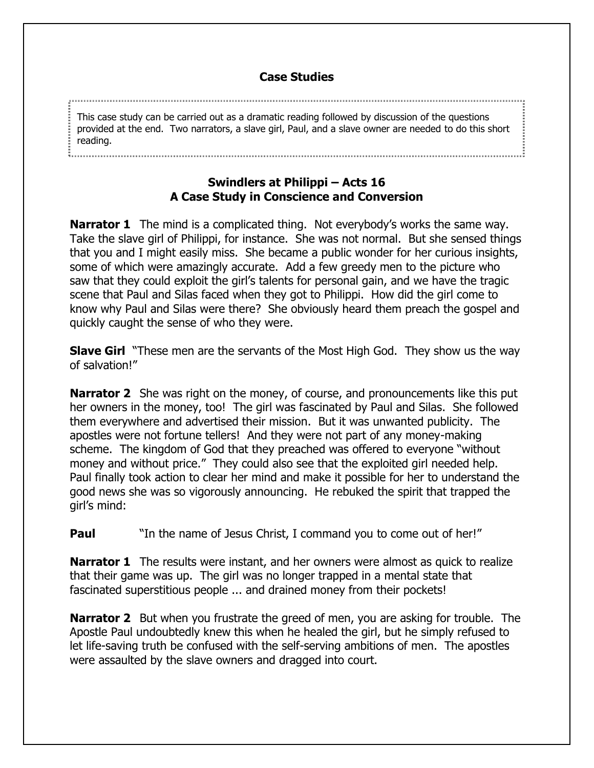## Case Studies

This case study can be carried out as a dramatic reading followed by discussion of the questions provided at the end. Two narrators, a slave girl, Paul, and a slave owner are needed to do this short reading.

### Swindlers at Philippi – Acts 16
### A Case Study in Conscience and Conversion

**Narrator 1** The mind is a complicated thing. Not everybody's works the same way. Take the slave girl of Philippi, for instance. She was not normal. But she sensed things that you and I might easily miss. She became a public wonder for her curious insights, some of which were amazingly accurate. Add a few greedy men to the picture who saw that they could exploit the girl's talents for personal gain, and we have the tragic scene that Paul and Silas faced when they got to Philippi. How did the girl come to know why Paul and Silas were there? She obviously heard them preach the gospel and quickly caught the sense of who they were.

**Slave Girl** "These men are the servants of the Most High God. They show us the way of salvation!"

**Narrator 2** She was right on the money, of course, and pronouncements like this put her owners in the money, too! The girl was fascinated by Paul and Silas. She followed them everywhere and advertised their mission. But it was unwanted publicity. The apostles were not fortune tellers! And they were not part of any money-making scheme. The kingdom of God that they preached was offered to everyone "without money and without price." They could also see that the exploited girl needed help. Paul finally took action to clear her mind and make it possible for her to understand the good news she was so vigorously announcing. He rebuked the spirit that trapped the girl's mind:

**Paul** "In the name of Jesus Christ, I command you to come out of her!"

**Narrator 1** The results were instant, and her owners were almost as quick to realize that their game was up. The girl was no longer trapped in a mental state that fascinated superstitious people ... and drained money from their pockets!

**Narrator 2** But when you frustrate the greed of men, you are asking for trouble. The Apostle Paul undoubtedly knew this when he healed the girl, but he simply refused to let life-saving truth be confused with the self-serving ambitions of men. The apostles were assaulted by the slave owners and dragged into court.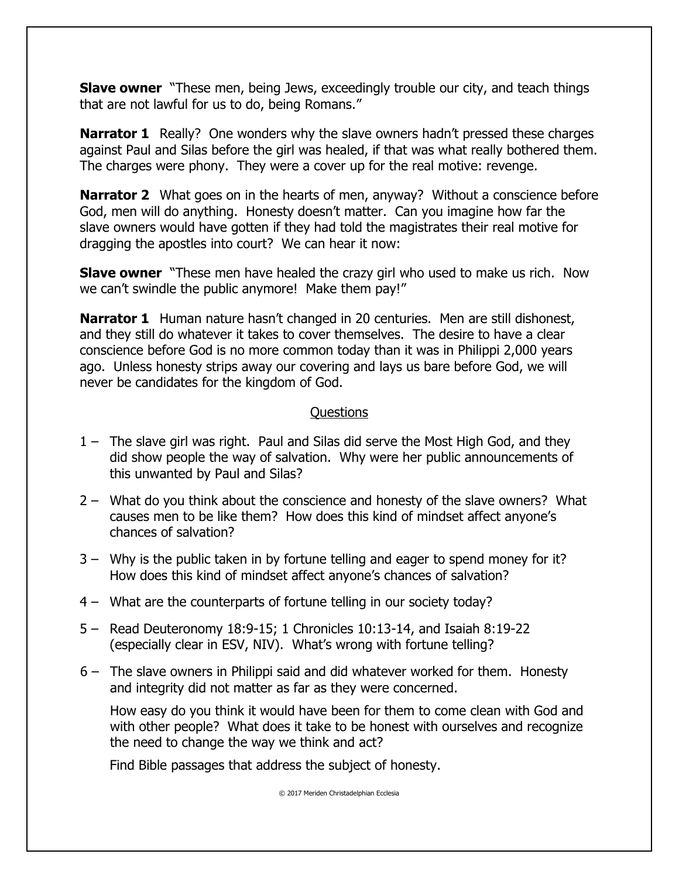**Slave owner** "These men, being Jews, exceedingly trouble our city, and teach things that are not lawful for us to do, being Romans."

**Narrator 1** Really? One wonders why the slave owners hadn't pressed these charges against Paul and Silas before the girl was healed, if that was what really bothered them. The charges were phony. They were a cover up for the real motive: revenge.

**Narrator 2** What goes on in the hearts of men, anyway? Without a conscience before God, men will do anything. Honesty doesn't matter. Can you imagine how far the slave owners would have gotten if they had told the magistrates their real motive for dragging the apostles into court? We can hear it now:

**Slave owner** "These men have healed the crazy girl who used to make us rich. Now we can't swindle the public anymore! Make them pay!"

**Narrator 1** Human nature hasn't changed in 20 centuries. Men are still dishonest, and they still do whatever it takes to cover themselves. The desire to have a clear conscience before God is no more common today than it was in Philippi 2,000 years ago. Unless honesty strips away our covering and lays us bare before God, we will never be candidates for the kingdom of God.

<u>Questions</u>

1 – The slave girl was right. Paul and Silas did serve the Most High God, and they did show people the way of salvation. Why were her public announcements of this unwanted by Paul and Silas?

2 – What do you think about the conscience and honesty of the slave owners? What causes men to be like them? How does this kind of mindset affect anyone's chances of salvation?

3 – Why is the public taken in by fortune telling and eager to spend money for it? How does this kind of mindset affect anyone's chances of salvation?

4 – What are the counterparts of fortune telling in our society today?

5 – Read Deuteronomy 18:9-15; 1 Chronicles 10:13-14, and Isaiah 8:19-22 (especially clear in ESV, NIV). What's wrong with fortune telling?

6 – The slave owners in Philippi said and did whatever worked for them. Honesty and integrity did not matter as far as they were concerned.

How easy do you think it would have been for them to come clean with God and with other people? What does it take to be honest with ourselves and recognize the need to change the way we think and act?

Find Bible passages that address the subject of honesty.

© 2017 Meriden Christadelphian Ecclesia